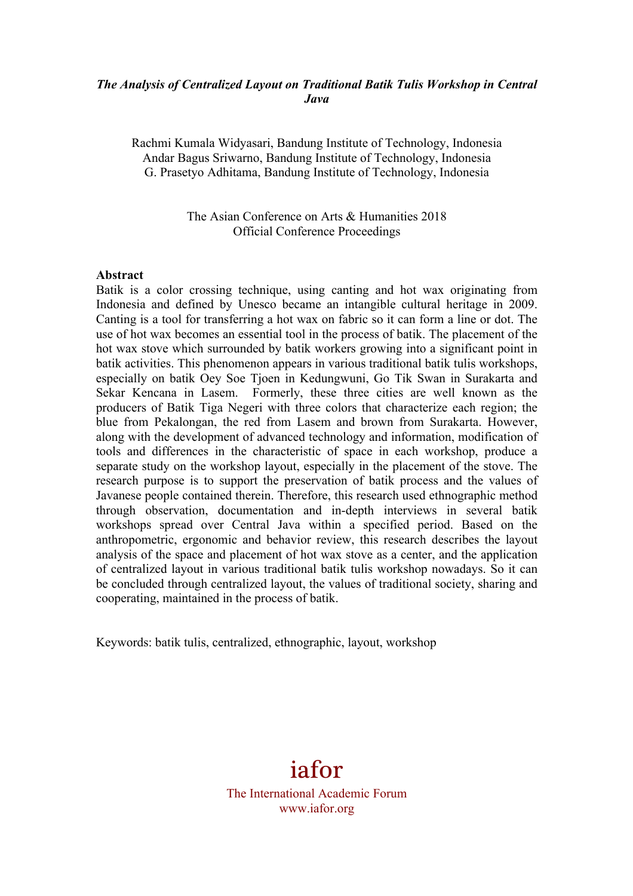***The Analysis of Centralized Layout on Traditional Batik Tulis Workshop in Central Java***

Rachmi Kumala Widyasari, Bandung Institute of Technology, Indonesia
Andar Bagus Sriwarno, Bandung Institute of Technology, Indonesia
G. Prasetyo Adhitama, Bandung Institute of Technology, Indonesia

The Asian Conference on Arts & Humanities 2018
Official Conference Proceedings

**Abstract**

Batik is a color crossing technique, using canting and hot wax originating from Indonesia and defined by Unesco became an intangible cultural heritage in 2009. Canting is a tool for transferring a hot wax on fabric so it can form a line or dot. The use of hot wax becomes an essential tool in the process of batik. The placement of the hot wax stove which surrounded by batik workers growing into a significant point in batik activities. This phenomenon appears in various traditional batik tulis workshops, especially on batik Oey Soe Tjoen in Kedungwuni, Go Tik Swan in Surakarta and Sekar Kencana in Lasem. Formerly, these three cities are well known as the producers of Batik Tiga Negeri with three colors that characterize each region; the blue from Pekalongan, the red from Lasem and brown from Surakarta. However, along with the development of advanced technology and information, modification of tools and differences in the characteristic of space in each workshop, produce a separate study on the workshop layout, especially in the placement of the stove. The research purpose is to support the preservation of batik process and the values of Javanese people contained therein. Therefore, this research used ethnographic method through observation, documentation and in-depth interviews in several batik workshops spread over Central Java within a specified period. Based on the anthropometric, ergonomic and behavior review, this research describes the layout analysis of the space and placement of hot wax stove as a center, and the application of centralized layout in various traditional batik tulis workshop nowadays. So it can be concluded through centralized layout, the values of traditional society, sharing and cooperating, maintained in the process of batik.

Keywords: batik tulis, centralized, ethnographic, layout, workshop

iafor
The International Academic Forum
www.iafor.org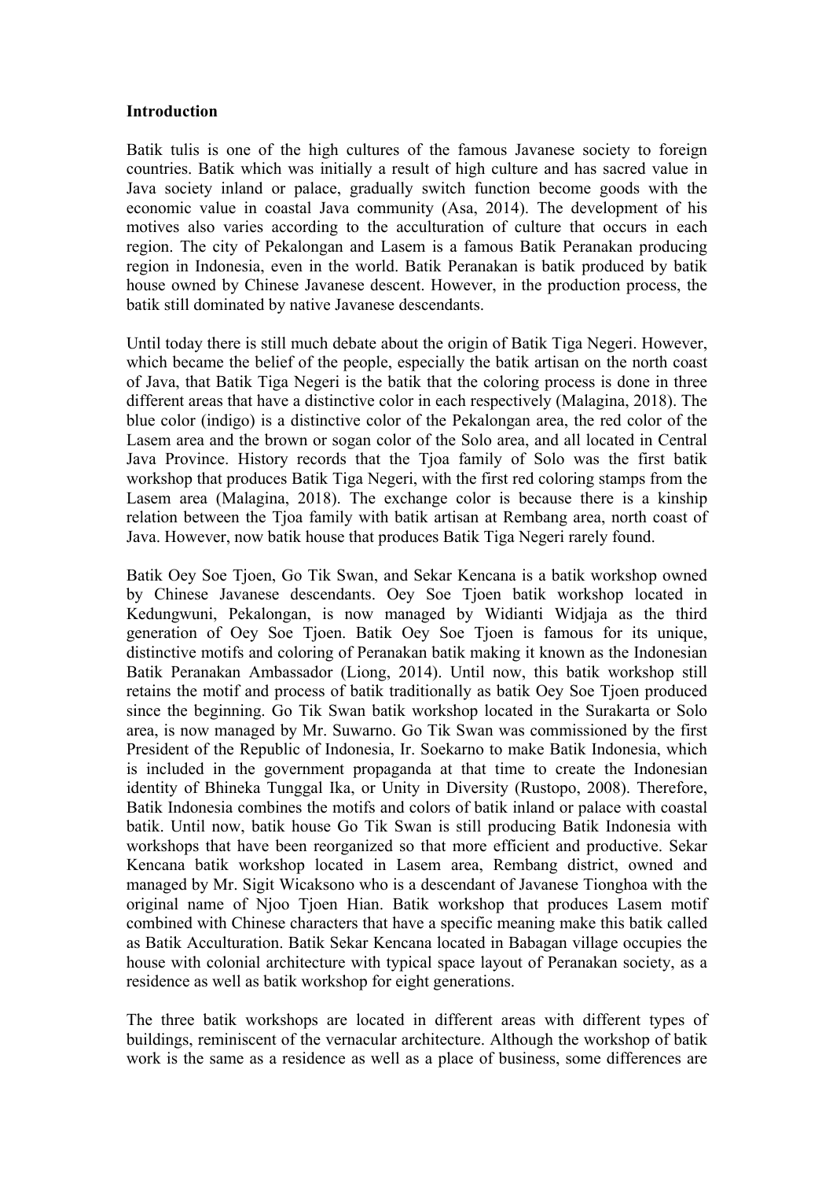### Introduction

Batik tulis is one of the high cultures of the famous Javanese society to foreign countries. Batik which was initially a result of high culture and has sacred value in Java society inland or palace, gradually switch function become goods with the economic value in coastal Java community (Asa, 2014). The development of his motives also varies according to the acculturation of culture that occurs in each region. The city of Pekalongan and Lasem is a famous Batik Peranakan producing region in Indonesia, even in the world. Batik Peranakan is batik produced by batik house owned by Chinese Javanese descent. However, in the production process, the batik still dominated by native Javanese descendants.

Until today there is still much debate about the origin of Batik Tiga Negeri. However, which became the belief of the people, especially the batik artisan on the north coast of Java, that Batik Tiga Negeri is the batik that the coloring process is done in three different areas that have a distinctive color in each respectively (Malagina, 2018). The blue color (indigo) is a distinctive color of the Pekalongan area, the red color of the Lasem area and the brown or sogan color of the Solo area, and all located in Central Java Province. History records that the Tjoa family of Solo was the first batik workshop that produces Batik Tiga Negeri, with the first red coloring stamps from the Lasem area (Malagina, 2018). The exchange color is because there is a kinship relation between the Tjoa family with batik artisan at Rembang area, north coast of Java. However, now batik house that produces Batik Tiga Negeri rarely found.

Batik Oey Soe Tjoen, Go Tik Swan, and Sekar Kencana is a batik workshop owned by Chinese Javanese descendants. Oey Soe Tjoen batik workshop located in Kedungwuni, Pekalongan, is now managed by Widianti Widjaja as the third generation of Oey Soe Tjoen. Batik Oey Soe Tjoen is famous for its unique, distinctive motifs and coloring of Peranakan batik making it known as the Indonesian Batik Peranakan Ambassador (Liong, 2014). Until now, this batik workshop still retains the motif and process of batik traditionally as batik Oey Soe Tjoen produced since the beginning. Go Tik Swan batik workshop located in the Surakarta or Solo area, is now managed by Mr. Suwarno. Go Tik Swan was commissioned by the first President of the Republic of Indonesia, Ir. Soekarno to make Batik Indonesia, which is included in the government propaganda at that time to create the Indonesian identity of Bhineka Tunggal Ika, or Unity in Diversity (Rustopo, 2008). Therefore, Batik Indonesia combines the motifs and colors of batik inland or palace with coastal batik. Until now, batik house Go Tik Swan is still producing Batik Indonesia with workshops that have been reorganized so that more efficient and productive. Sekar Kencana batik workshop located in Lasem area, Rembang district, owned and managed by Mr. Sigit Wicaksono who is a descendant of Javanese Tionghoa with the original name of Njoo Tjoen Hian. Batik workshop that produces Lasem motif combined with Chinese characters that have a specific meaning make this batik called as Batik Acculturation. Batik Sekar Kencana located in Babagan village occupies the house with colonial architecture with typical space layout of Peranakan society, as a residence as well as batik workshop for eight generations.

The three batik workshops are located in different areas with different types of buildings, reminiscent of the vernacular architecture. Although the workshop of batik work is the same as a residence as well as a place of business, some differences are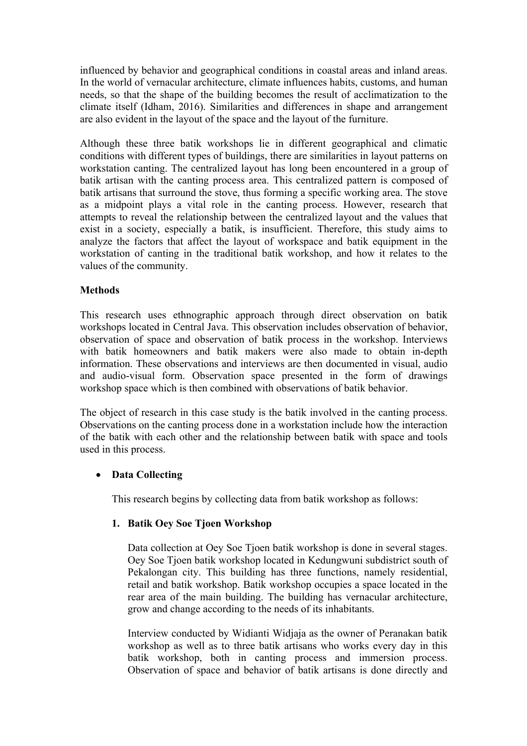influenced by behavior and geographical conditions in coastal areas and inland areas. In the world of vernacular architecture, climate influences habits, customs, and human needs, so that the shape of the building becomes the result of acclimatization to the climate itself (Idham, 2016). Similarities and differences in shape and arrangement are also evident in the layout of the space and the layout of the furniture.

Although these three batik workshops lie in different geographical and climatic conditions with different types of buildings, there are similarities in layout patterns on workstation canting. The centralized layout has long been encountered in a group of batik artisan with the canting process area. This centralized pattern is composed of batik artisans that surround the stove, thus forming a specific working area. The stove as a midpoint plays a vital role in the canting process. However, research that attempts to reveal the relationship between the centralized layout and the values that exist in a society, especially a batik, is insufficient. Therefore, this study aims to analyze the factors that affect the layout of workspace and batik equipment in the workstation of canting in the traditional batik workshop, and how it relates to the values of the community.

## Methods

This research uses ethnographic approach through direct observation on batik workshops located in Central Java. This observation includes observation of behavior, observation of space and observation of batik process in the workshop. Interviews with batik homeowners and batik makers were also made to obtain in-depth information. These observations and interviews are then documented in visual, audio and audio-visual form. Observation space presented in the form of drawings workshop space which is then combined with observations of batik behavior.

The object of research in this case study is the batik involved in the canting process. Observations on the canting process done in a workstation include how the interaction of the batik with each other and the relationship between batik with space and tools used in this process.

- **Data Collecting**

  This research begins by collecting data from batik workshop as follows:

  1. **Batik Oey Soe Tjoen Workshop**

     Data collection at Oey Soe Tjoen batik workshop is done in several stages. Oey Soe Tjoen batik workshop located in Kedungwuni subdistrict south of Pekalongan city. This building has three functions, namely residential, retail and batik workshop. Batik workshop occupies a space located in the rear area of the main building. The building has vernacular architecture, grow and change according to the needs of its inhabitants.

     Interview conducted by Widianti Widjaja as the owner of Peranakan batik workshop as well as to three batik artisans who works every day in this batik workshop, both in canting process and immersion process. Observation of space and behavior of batik artisans is done directly and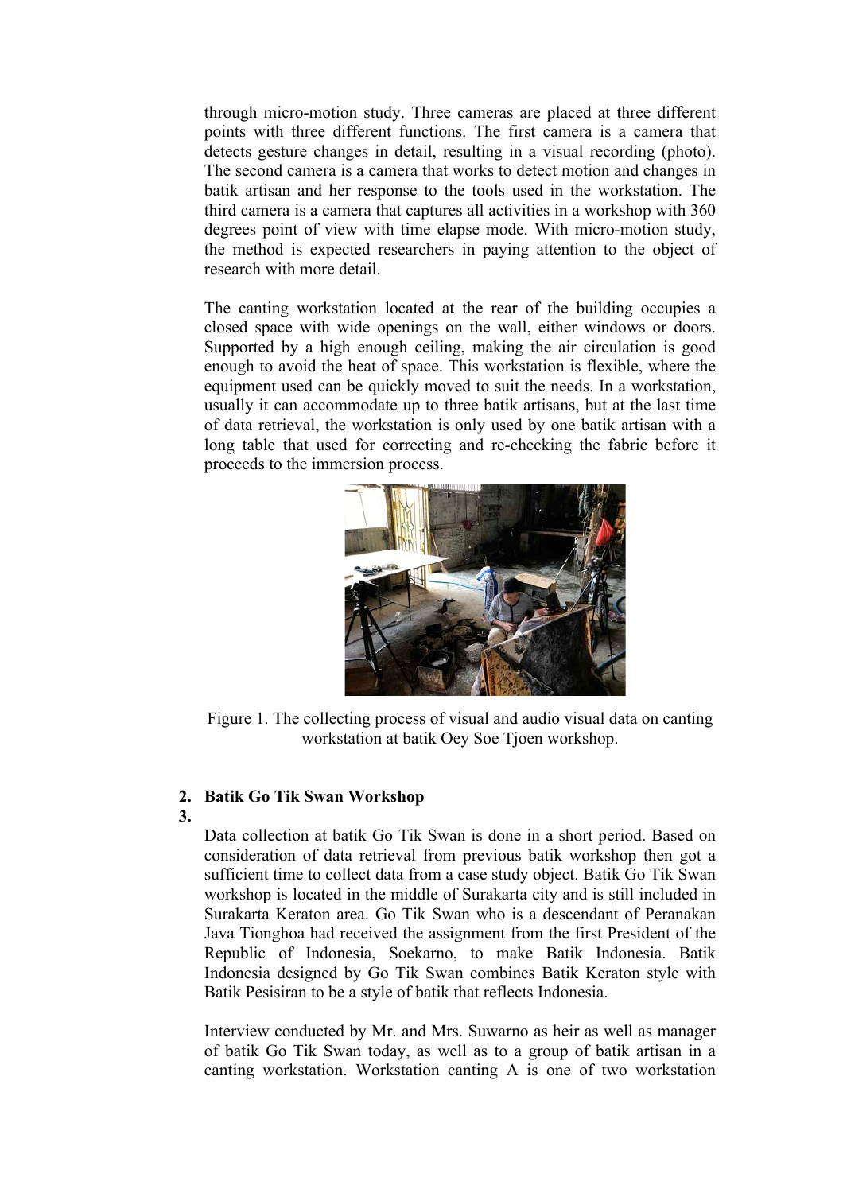through micro-motion study. Three cameras are placed at three different points with three different functions. The first camera is a camera that detects gesture changes in detail, resulting in a visual recording (photo). The second camera is a camera that works to detect motion and changes in batik artisan and her response to the tools used in the workstation. The third camera is a camera that captures all activities in a workshop with 360 degrees point of view with time elapse mode. With micro-motion study, the method is expected researchers in paying attention to the object of research with more detail.

The canting workstation located at the rear of the building occupies a closed space with wide openings on the wall, either windows or doors. Supported by a high enough ceiling, making the air circulation is good enough to avoid the heat of space. This workstation is flexible, where the equipment used can be quickly moved to suit the needs. In a workstation, usually it can accommodate up to three batik artisans, but at the last time of data retrieval, the workstation is only used by one batik artisan with a long table that used for correcting and re-checking the fabric before it proceeds to the immersion process.

Figure 1. The collecting process of visual and audio visual data on canting workstation at batik Oey Soe Tjoen workshop.

## 2. Batik Go Tik Swan Workshop

3.

Data collection at batik Go Tik Swan is done in a short period. Based on consideration of data retrieval from previous batik workshop then got a sufficient time to collect data from a case study object. Batik Go Tik Swan workshop is located in the middle of Surakarta city and is still included in Surakarta Keraton area. Go Tik Swan who is a descendant of Peranakan Java Tionghoa had received the assignment from the first President of the Republic of Indonesia, Soekarno, to make Batik Indonesia. Batik Indonesia designed by Go Tik Swan combines Batik Keraton style with Batik Pesisiran to be a style of batik that reflects Indonesia.

Interview conducted by Mr. and Mrs. Suwarno as heir as well as manager of batik Go Tik Swan today, as well as to a group of batik artisan in a canting workstation. Workstation canting A is one of two workstation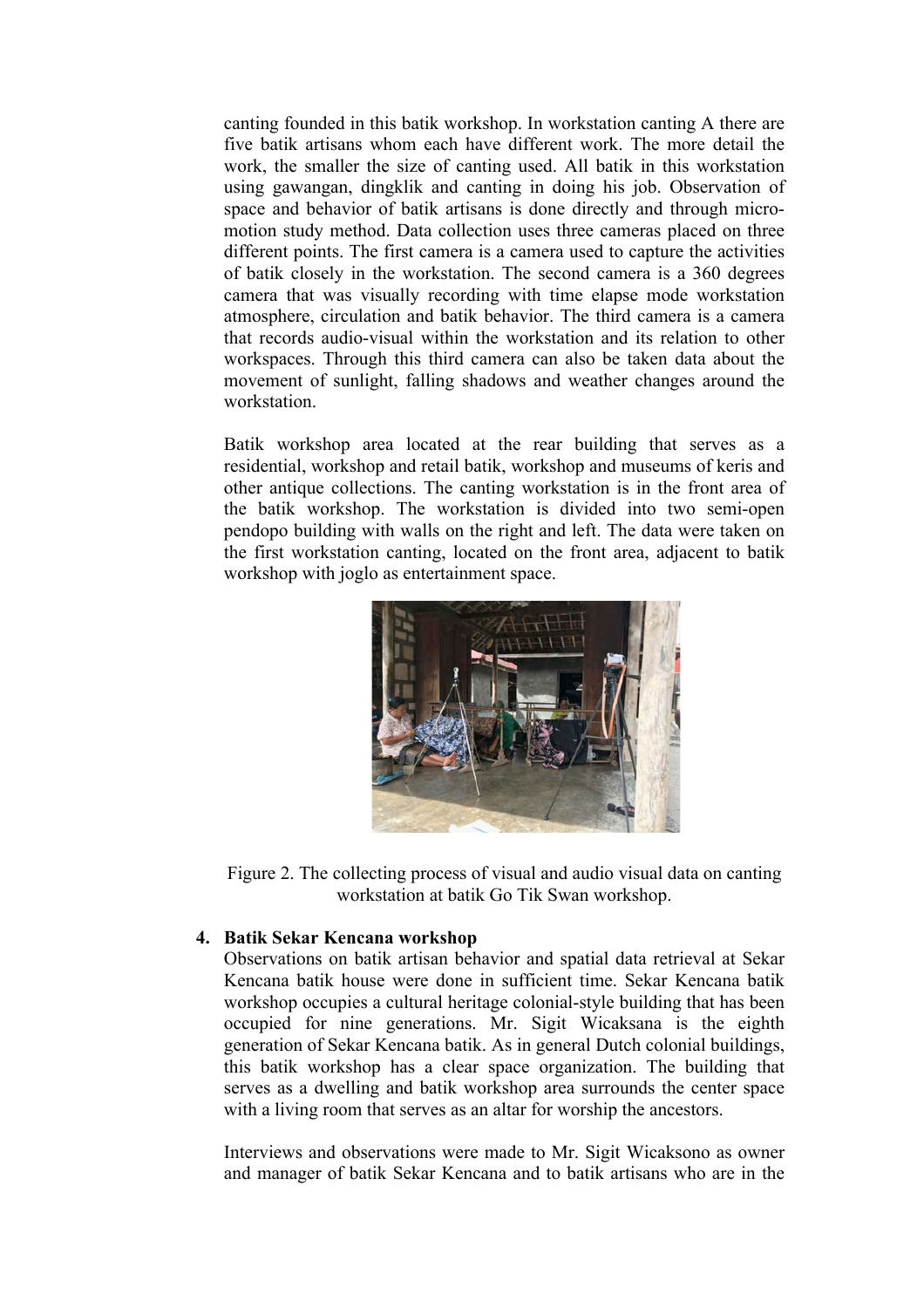canting founded in this batik workshop. In workstation canting A there are five batik artisans whom each have different work. The more detail the work, the smaller the size of canting used. All batik in this workstation using gawangan, dingklik and canting in doing his job. Observation of space and behavior of batik artisans is done directly and through micro-motion study method. Data collection uses three cameras placed on three different points. The first camera is a camera used to capture the activities of batik closely in the workstation. The second camera is a 360 degrees camera that was visually recording with time elapse mode workstation atmosphere, circulation and batik behavior. The third camera is a camera that records audio-visual within the workstation and its relation to other workspaces. Through this third camera can also be taken data about the movement of sunlight, falling shadows and weather changes around the workstation.

Batik workshop area located at the rear building that serves as a residential, workshop and retail batik, workshop and museums of keris and other antique collections. The canting workstation is in the front area of the batik workshop. The workstation is divided into two semi-open pendopo building with walls on the right and left. The data were taken on the first workstation canting, located on the front area, adjacent to batik workshop with joglo as entertainment space.

Figure 2. The collecting process of visual and audio visual data on canting workstation at batik Go Tik Swan workshop.

**4. Batik Sekar Kencana workshop**

Observations on batik artisan behavior and spatial data retrieval at Sekar Kencana batik house were done in sufficient time. Sekar Kencana batik workshop occupies a cultural heritage colonial-style building that has been occupied for nine generations. Mr. Sigit Wicaksana is the eighth generation of Sekar Kencana batik. As in general Dutch colonial buildings, this batik workshop has a clear space organization. The building that serves as a dwelling and batik workshop area surrounds the center space with a living room that serves as an altar for worship the ancestors.

Interviews and observations were made to Mr. Sigit Wicaksono as owner and manager of batik Sekar Kencana and to batik artisans who are in the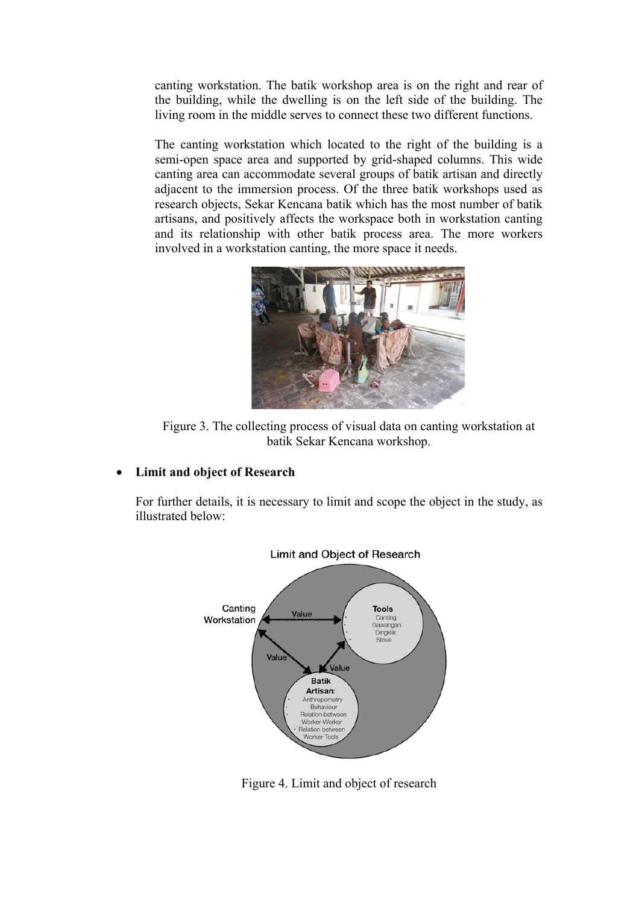canting workstation. The batik workshop area is on the right and rear of the building, while the dwelling is on the left side of the building. The living room in the middle serves to connect these two different functions.

The canting workstation which located to the right of the building is a semi-open space area and supported by grid-shaped columns. This wide canting area can accommodate several groups of batik artisan and directly adjacent to the immersion process. Of the three batik workshops used as research objects, Sekar Kencana batik which has the most number of batik artisans, and positively affects the workspace both in workstation canting and its relationship with other batik process area. The more workers involved in a workstation canting, the more space it needs.

Figure 3. The collecting process of visual data on canting workstation at batik Sekar Kencana workshop.

- **Limit and object of Research**

For further details, it is necessary to limit and scope the object in the study, as illustrated below:

Figure 4. Limit and object of research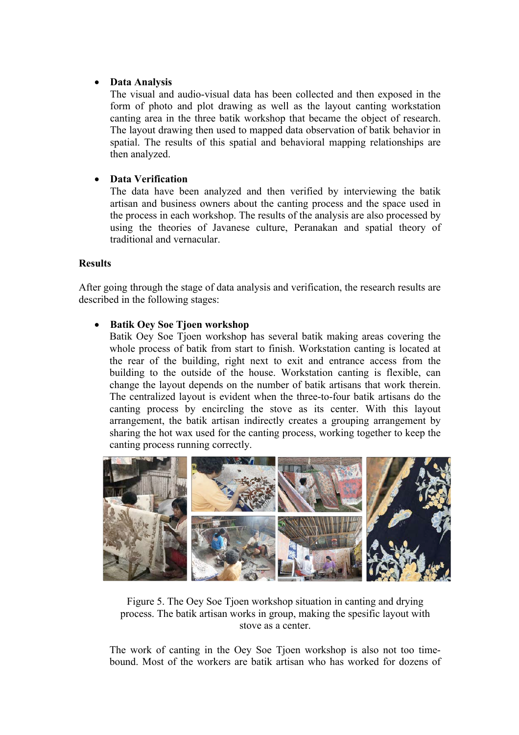- **Data Analysis**
  The visual and audio-visual data has been collected and then exposed in the form of photo and plot drawing as well as the layout canting workstation canting area in the three batik workshop that became the object of research. The layout drawing then used to mapped data observation of batik behavior in spatial. The results of this spatial and behavioral mapping relationships are then analyzed.

- **Data Verification**
  The data have been analyzed and then verified by interviewing the batik artisan and business owners about the canting process and the space used in the process in each workshop. The results of the analysis are also processed by using the theories of Javanese culture, Peranakan and spatial theory of traditional and vernacular.

## Results

After going through the stage of data analysis and verification, the research results are described in the following stages:

- **Batik Oey Soe Tjoen workshop**
  Batik Oey Soe Tjoen workshop has several batik making areas covering the whole process of batik from start to finish. Workstation canting is located at the rear of the building, right next to exit and entrance access from the building to the outside of the house. Workstation canting is flexible, can change the layout depends on the number of batik artisans that work therein. The centralized layout is evident when the three-to-four batik artisans do the canting process by encircling the stove as its center. With this layout arrangement, the batik artisan indirectly creates a grouping arrangement by sharing the hot wax used for the canting process, working together to keep the canting process running correctly.

Figure 5. The Oey Soe Tjoen workshop situation in canting and drying process. The batik artisan works in group, making the spesific layout with stove as a center.

The work of canting in the Oey Soe Tjoen workshop is also not too time-bound. Most of the workers are batik artisan who has worked for dozens of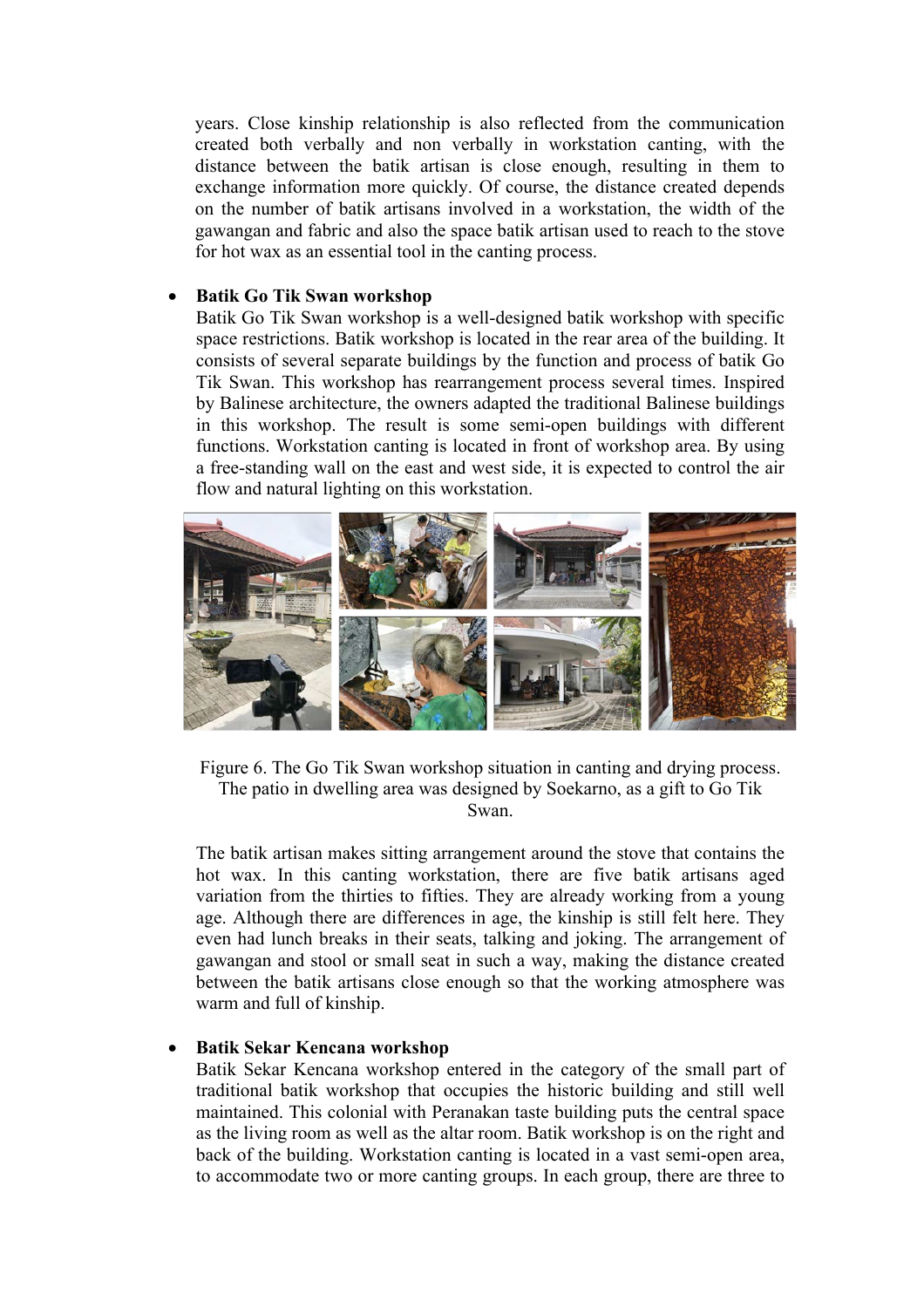years. Close kinship relationship is also reflected from the communication created both verbally and non verbally in workstation canting, with the distance between the batik artisan is close enough, resulting in them to exchange information more quickly. Of course, the distance created depends on the number of batik artisans involved in a workstation, the width of the gawangan and fabric and also the space batik artisan used to reach to the stove for hot wax as an essential tool in the canting process.

- **Batik Go Tik Swan workshop**
  Batik Go Tik Swan workshop is a well-designed batik workshop with specific space restrictions. Batik workshop is located in the rear area of the building. It consists of several separate buildings by the function and process of batik Go Tik Swan. This workshop has rearrangement process several times. Inspired by Balinese architecture, the owners adapted the traditional Balinese buildings in this workshop. The result is some semi-open buildings with different functions. Workstation canting is located in front of workshop area. By using a free-standing wall on the east and west side, it is expected to control the air flow and natural lighting on this workstation.

Figure 6. The Go Tik Swan workshop situation in canting and drying process. The patio in dwelling area was designed by Soekarno, as a gift to Go Tik Swan.

The batik artisan makes sitting arrangement around the stove that contains the hot wax. In this canting workstation, there are five batik artisans aged variation from the thirties to fifties. They are already working from a young age. Although there are differences in age, the kinship is still felt here. They even had lunch breaks in their seats, talking and joking. The arrangement of gawangan and stool or small seat in such a way, making the distance created between the batik artisans close enough so that the working atmosphere was warm and full of kinship.

- **Batik Sekar Kencana workshop**
  Batik Sekar Kencana workshop entered in the category of the small part of traditional batik workshop that occupies the historic building and still well maintained. This colonial with Peranakan taste building puts the central space as the living room as well as the altar room. Batik workshop is on the right and back of the building. Workstation canting is located in a vast semi-open area, to accommodate two or more canting groups. In each group, there are three to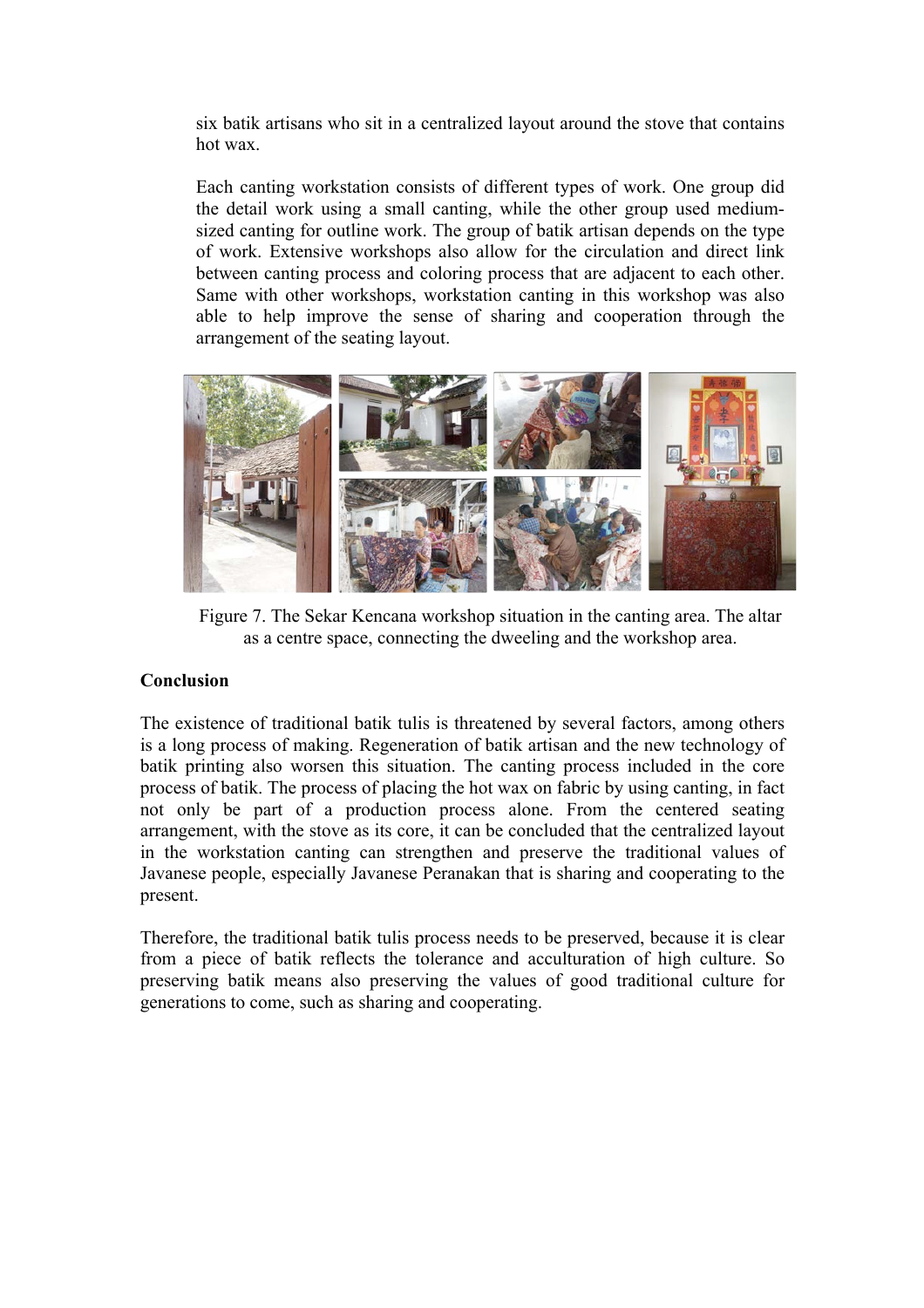six batik artisans who sit in a centralized layout around the stove that contains hot wax.

Each canting workstation consists of different types of work. One group did the detail work using a small canting, while the other group used medium-sized canting for outline work. The group of batik artisan depends on the type of work. Extensive workshops also allow for the circulation and direct link between canting process and coloring process that are adjacent to each other. Same with other workshops, workstation canting in this workshop was also able to help improve the sense of sharing and cooperation through the arrangement of the seating layout.

Figure 7. The Sekar Kencana workshop situation in the canting area. The altar as a centre space, connecting the dwelling and the workshop area.

**Conclusion**

The existence of traditional batik tulis is threatened by several factors, among others is a long process of making. Regeneration of batik artisan and the new technology of batik printing also worsen this situation. The canting process included in the core process of batik. The process of placing the hot wax on fabric by using canting, in fact not only be part of a production process alone. From the centered seating arrangement, with the stove as its core, it can be concluded that the centralized layout in the workstation canting can strengthen and preserve the traditional values of Javanese people, especially Javanese Peranakan that is sharing and cooperating to the present.

Therefore, the traditional batik tulis process needs to be preserved, because it is clear from a piece of batik reflects the tolerance and acculturation of high culture. So preserving batik means also preserving the values of good traditional culture for generations to come, such as sharing and cooperating.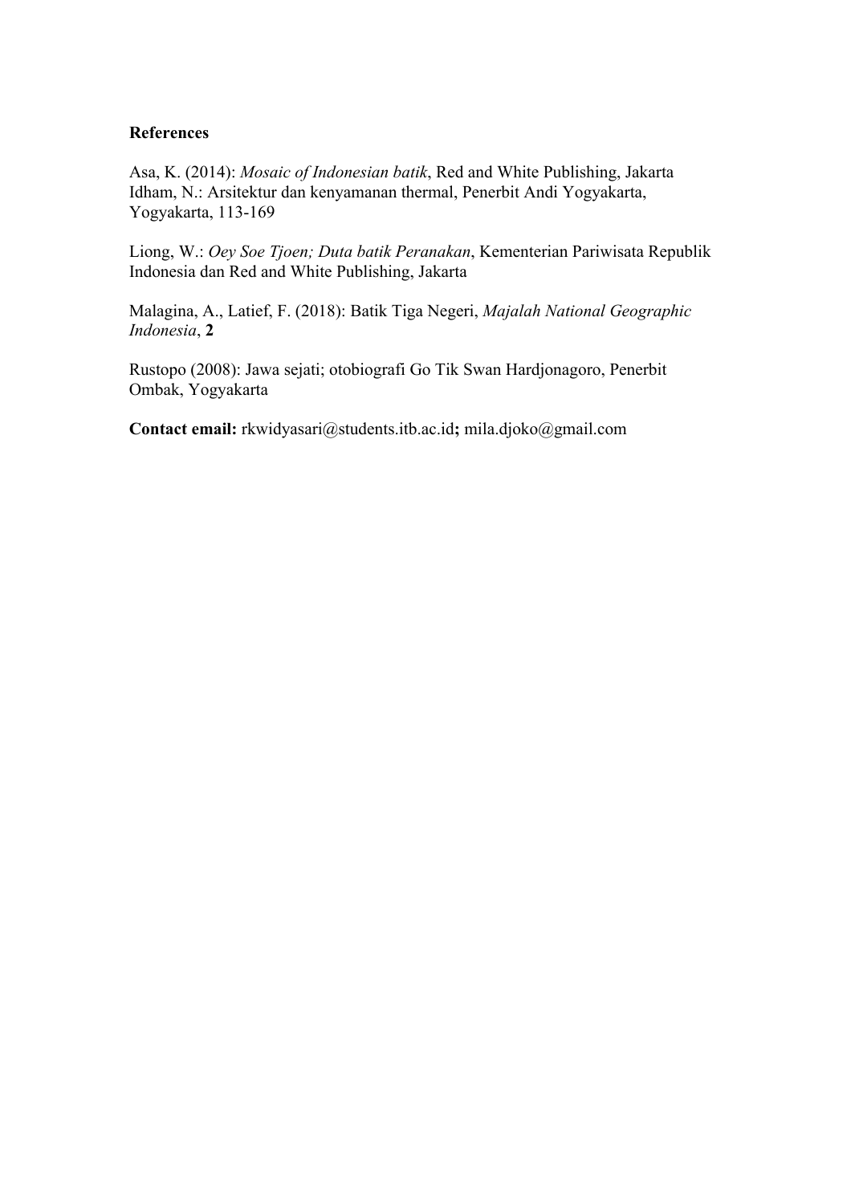**References**

Asa, K. (2014): *Mosaic of Indonesian batik*, Red and White Publishing, Jakarta
Idham, N.: Arsitektur dan kenyamanan thermal, Penerbit Andi Yogyakarta, Yogyakarta, 113-169

Liong, W.: *Oey Soe Tjoen; Duta batik Peranakan*, Kementerian Pariwisata Republik Indonesia dan Red and White Publishing, Jakarta

Malagina, A., Latief, F. (2018): Batik Tiga Negeri, *Majalah National Geographic Indonesia*, **2**

Rustopo (2008): Jawa sejati; otobiografi Go Tik Swan Hardjonagoro, Penerbit Ombak, Yogyakarta

**Contact email:** rkwidyasari@students.itb.ac.id**;** mila.djoko@gmail.com